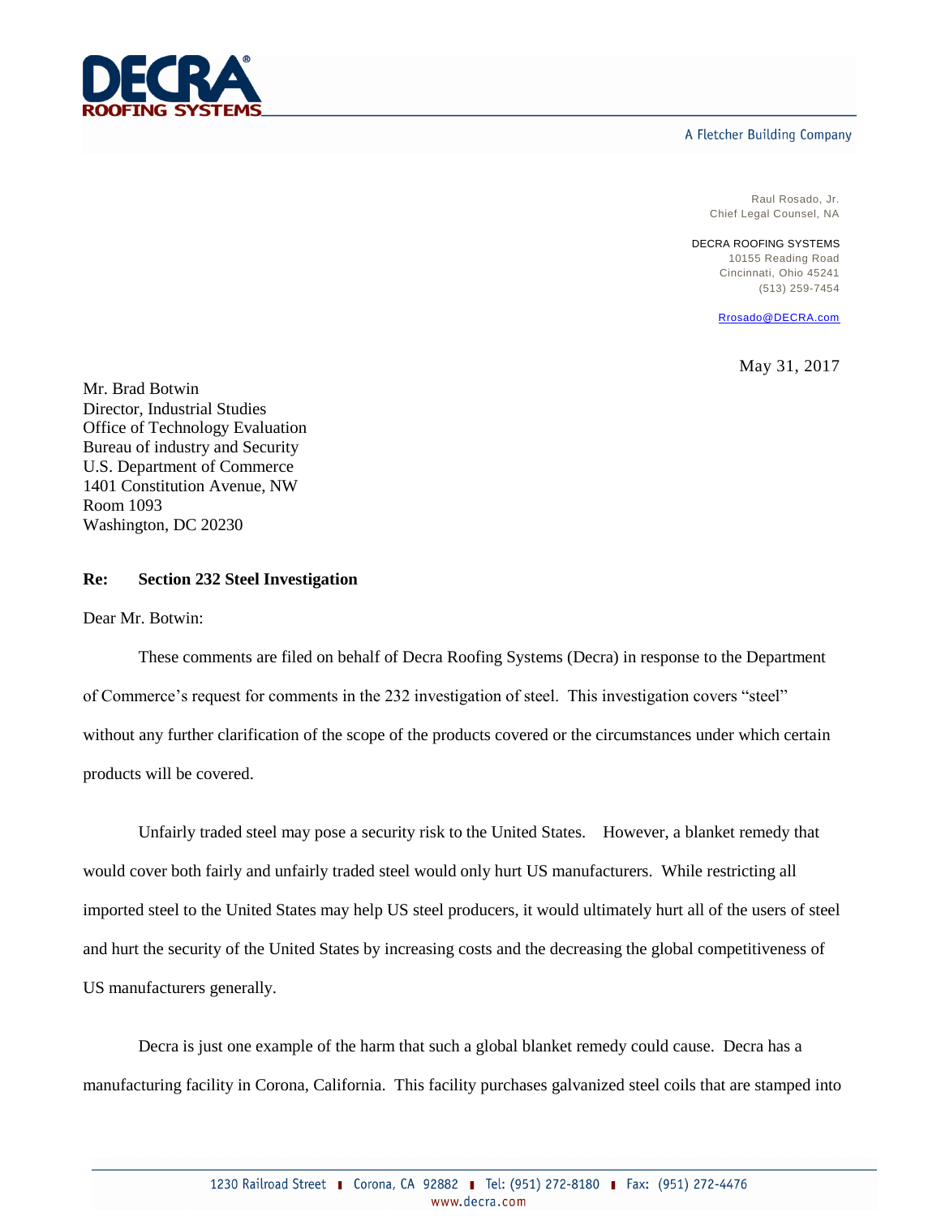**DECRA ROOFING SYSTEMS**

A Fletcher Building Company

Raul Rosado, Jr.
Chief Legal Counsel, NA

DECRA ROOFING SYSTEMS
10155 Reading Road
Cincinnati, Ohio 45241
(513) 259-7454

Rrosado@DECRA.com

May 31, 2017

Mr. Brad Botwin
Director, Industrial Studies
Office of Technology Evaluation
Bureau of industry and Security
U.S. Department of Commerce
1401 Constitution Avenue, NW
Room 1093
Washington, DC 20230

**Re: Section 232 Steel Investigation**

Dear Mr. Botwin:

These comments are filed on behalf of Decra Roofing Systems (Decra) in response to the Department of Commerce's request for comments in the 232 investigation of steel. This investigation covers "steel" without any further clarification of the scope of the products covered or the circumstances under which certain products will be covered.

Unfairly traded steel may pose a security risk to the United States. However, a blanket remedy that would cover both fairly and unfairly traded steel would only hurt US manufacturers. While restricting all imported steel to the United States may help US steel producers, it would ultimately hurt all of the users of steel and hurt the security of the United States by increasing costs and the decreasing the global competitiveness of US manufacturers generally.

Decra is just one example of the harm that such a global blanket remedy could cause. Decra has a manufacturing facility in Corona, California. This facility purchases galvanized steel coils that are stamped into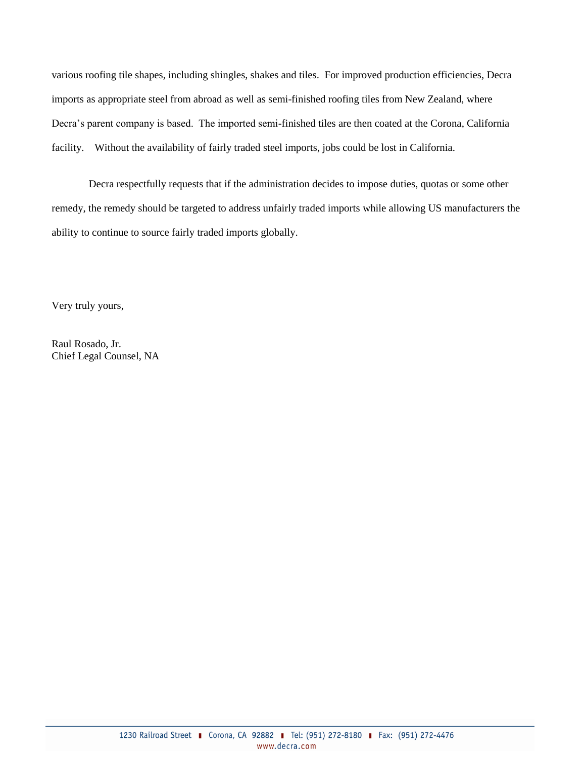various roofing tile shapes, including shingles, shakes and tiles. For improved production efficiencies, Decra imports as appropriate steel from abroad as well as semi-finished roofing tiles from New Zealand, where Decra's parent company is based. The imported semi-finished tiles are then coated at the Corona, California facility. Without the availability of fairly traded steel imports, jobs could be lost in California.

Decra respectfully requests that if the administration decides to impose duties, quotas or some other remedy, the remedy should be targeted to address unfairly traded imports while allowing US manufacturers the ability to continue to source fairly traded imports globally.

Very truly yours,

Raul Rosado, Jr.
Chief Legal Counsel, NA

1230 Railroad Street ▮ Corona, CA 92882 ▮ Tel: (951) 272-8180 ▮ Fax: (951) 272-4476
www.decra.com